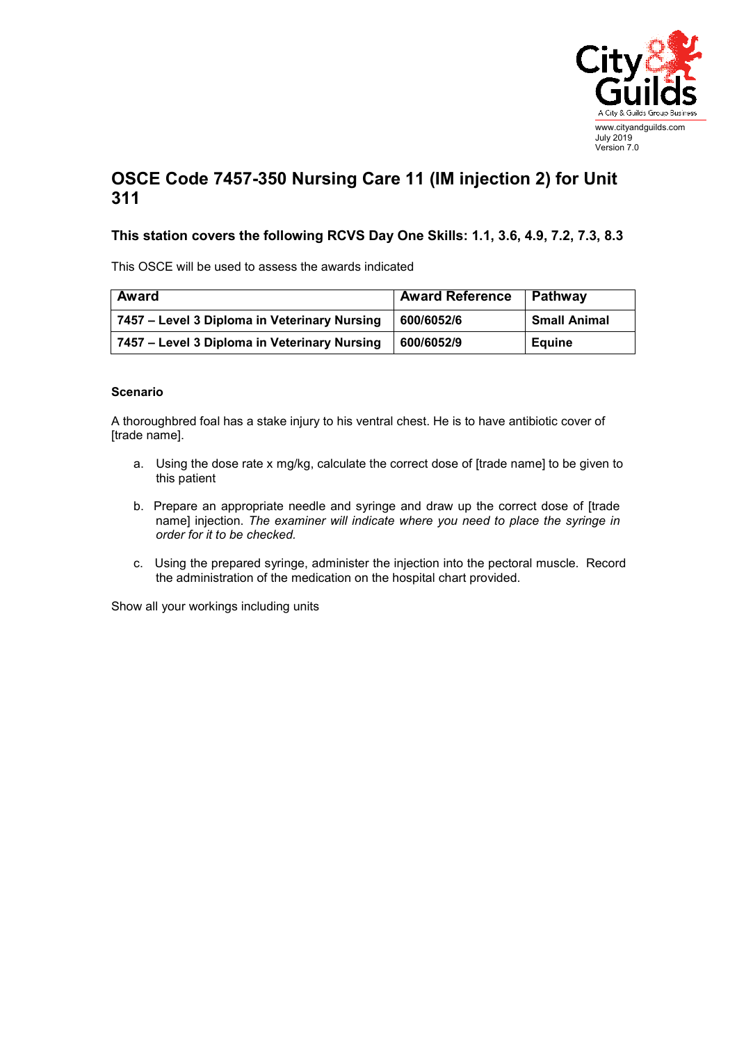# OSCE Code 7457-350 Nursing Care 11 (IM injection 2) for Unit 311

## This station covers the following RCVS Day One Skills: 1.1, 3.6, 4.9, 7.2, 7.3, 8.3

This OSCE will be used to assess the awards indicated

| Award | Award Reference | Pathway |
|---|---|---|
| **7457 – Level 3 Diploma in Veterinary Nursing** | **600/6052/6** | **Small Animal** |
| **7457 – Level 3 Diploma in Veterinary Nursing** | **600/6052/9** | **Equine** |

### Scenario

A thoroughbred foal has a stake injury to his ventral chest. He is to have antibiotic cover of [trade name].

a. Using the dose rate x mg/kg, calculate the correct dose of [trade name] to be given to this patient

b. Prepare an appropriate needle and syringe and draw up the correct dose of [trade name] injection. *The examiner will indicate where you need to place the syringe in order for it to be checked.*

c. Using the prepared syringe, administer the injection into the pectoral muscle. Record the administration of the medication on the hospital chart provided.

Show all your workings including units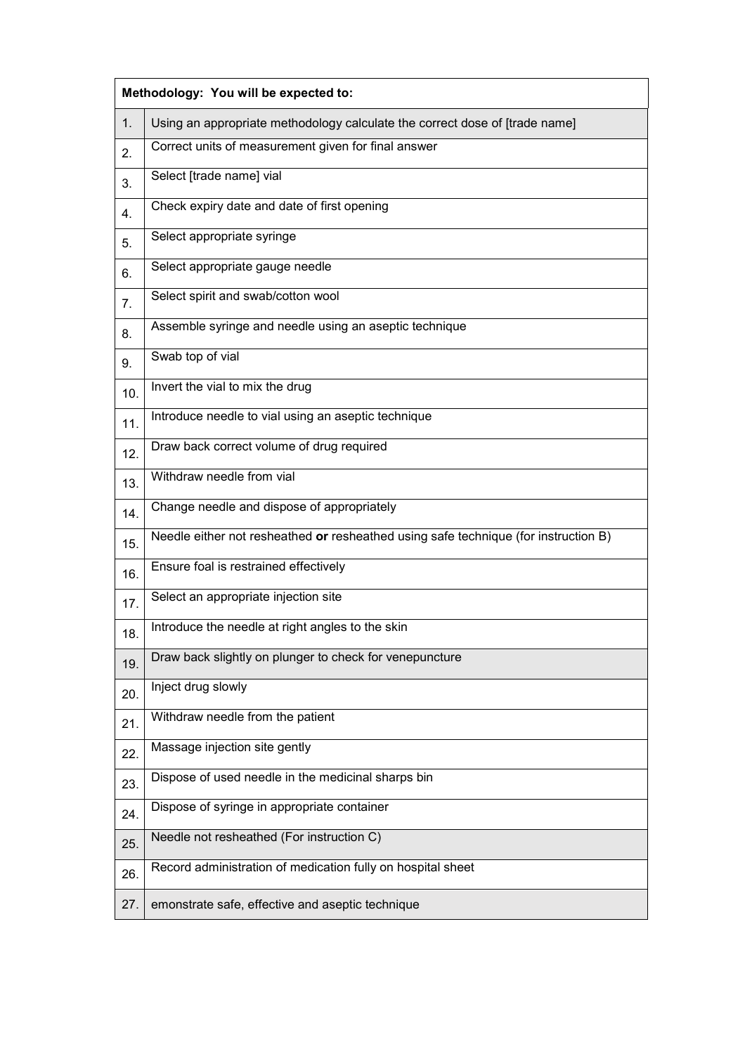| Methodology: You will be expected to: | |
|---|---|
| 1. | Using an appropriate methodology calculate the correct dose of [trade name] |
| 2. | Correct units of measurement given for final answer |
| 3. | Select [trade name] vial |
| 4. | Check expiry date and date of first opening |
| 5. | Select appropriate syringe |
| 6. | Select appropriate gauge needle |
| 7. | Select spirit and swab/cotton wool |
| 8. | Assemble syringe and needle using an aseptic technique |
| 9. | Swab top of vial |
| 10. | Invert the vial to mix the drug |
| 11. | Introduce needle to vial using an aseptic technique |
| 12. | Draw back correct volume of drug required |
| 13. | Withdraw needle from vial |
| 14. | Change needle and dispose of appropriately |
| 15. | Needle either not resheathed **or** resheathed using safe technique (for instruction B) |
| 16. | Ensure foal is restrained effectively |
| 17. | Select an appropriate injection site |
| 18. | Introduce the needle at right angles to the skin |
| 19. | Draw back slightly on plunger to check for venepuncture |
| 20. | Inject drug slowly |
| 21. | Withdraw needle from the patient |
| 22. | Massage injection site gently |
| 23. | Dispose of used needle in the medicinal sharps bin |
| 24. | Dispose of syringe in appropriate container |
| 25. | Needle not resheathed (For instruction C) |
| 26. | Record administration of medication fully on hospital sheet |
| 27. | emonstrate safe, effective and aseptic technique |